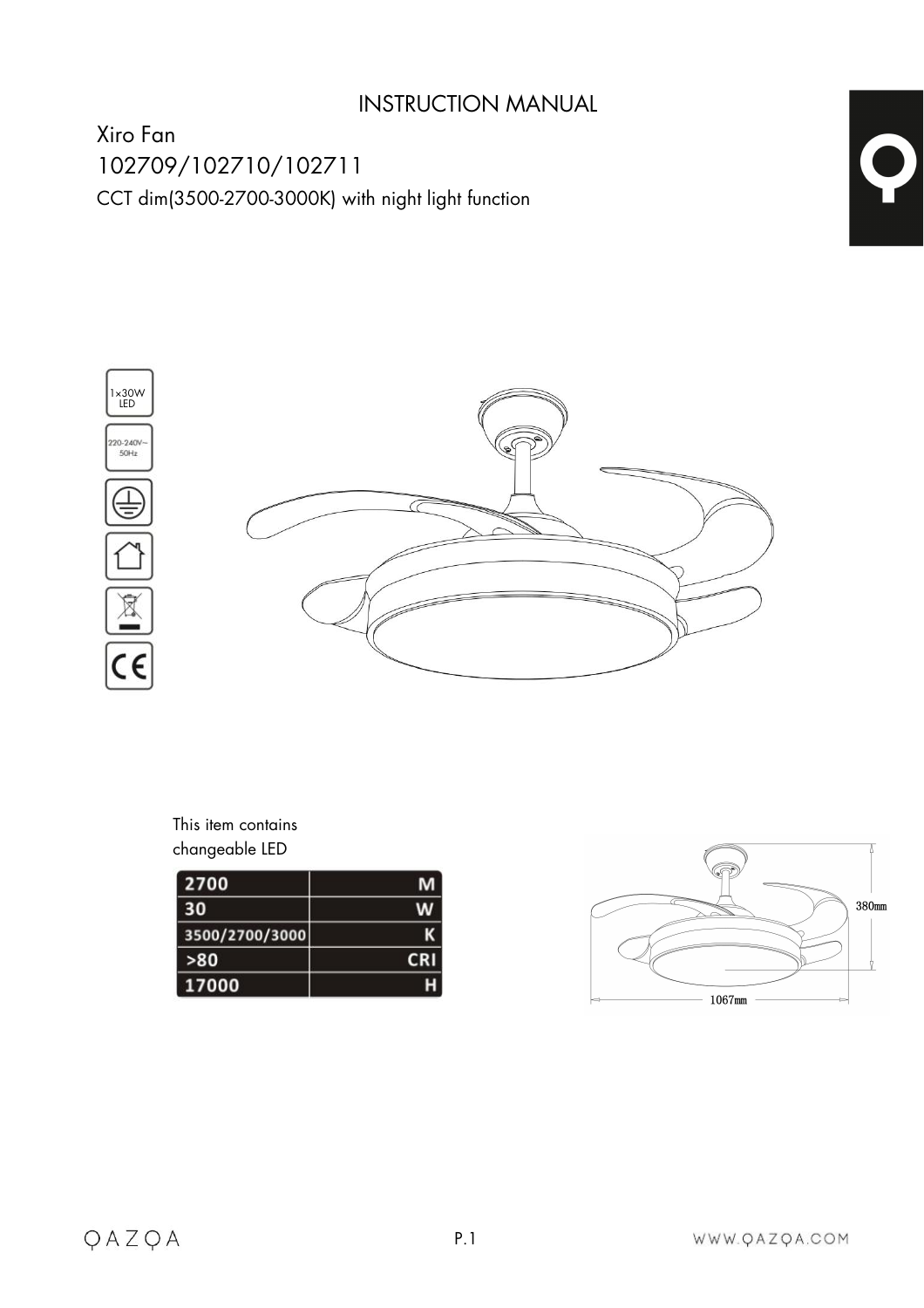# INSTRUCTION MANUAL

## Xiro Fan

## 102709/102710/102711

CCT dim(3500-2700-3000K) with night light function

1×30W LED

220-240V~ 50Hz

This item contains changeable LED

| | |
|---|---|
| 2700 | M |
| 30 | W |
| 3500/2700/3000 | K |
| >80 | CRI |
| 17000 | H |

380mm

1067mm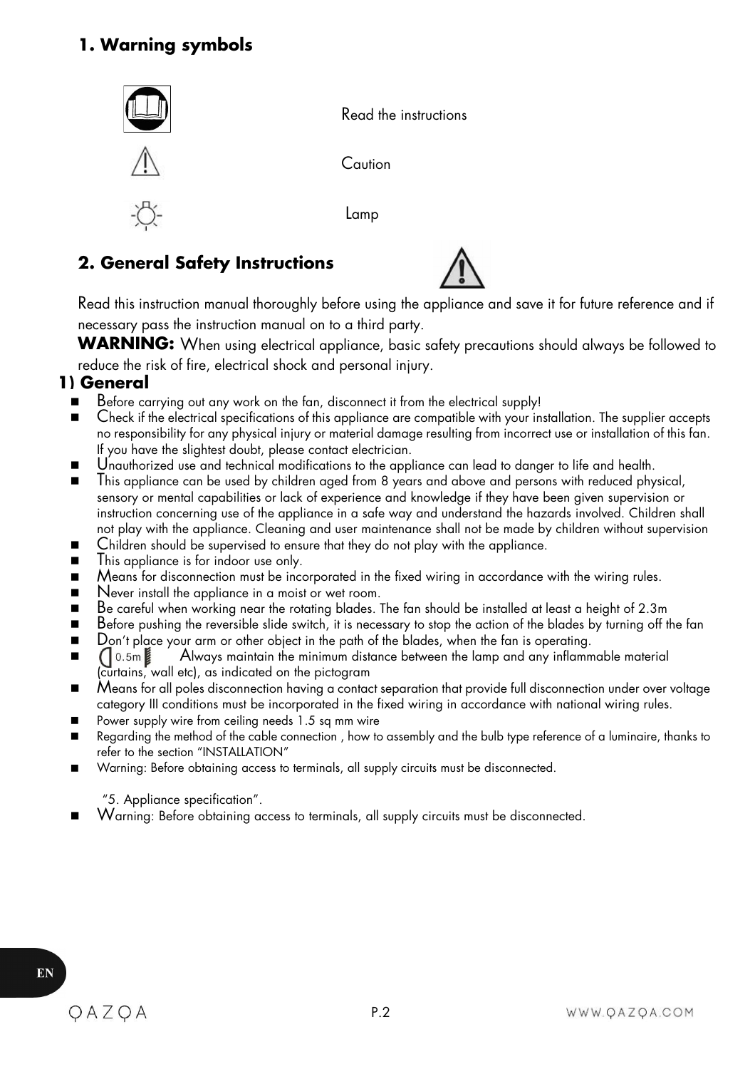## 1. Warning symbols

Read the instructions

Caution

Lamp

## 2. General Safety Instructions

Read this instruction manual thoroughly before using the appliance and save it for future reference and if necessary pass the instruction manual on to a third party.

**WARNING:** When using electrical appliance, basic safety precautions should always be followed to reduce the risk of fire, electrical shock and personal injury.

### 1) General

- Before carrying out any work on the fan, disconnect it from the electrical supply!
- Check if the electrical specifications of this appliance are compatible with your installation. The supplier accepts no responsibility for any physical injury or material damage resulting from incorrect use or installation of this fan. If you have the slightest doubt, please contact electrician.
- Unauthorized use and technical modifications to the appliance can lead to danger to life and health.
- This appliance can be used by children aged from 8 years and above and persons with reduced physical, sensory or mental capabilities or lack of experience and knowledge if they have been given supervision or instruction concerning use of the appliance in a safe way and understand the hazards involved. Children shall not play with the appliance. Cleaning and user maintenance shall not be made by children without supervision
- Children should be supervised to ensure that they do not play with the appliance.
- This appliance is for indoor use only.
- Means for disconnection must be incorporated in the fixed wiring in accordance with the wiring rules.
- Never install the appliance in a moist or wet room.
- Be careful when working near the rotating blades. The fan should be installed at least a height of 2.3m
- Before pushing the reversible slide switch, it is necessary to stop the action of the blades by turning off the fan
- Don't place your arm or other object in the path of the blades, when the fan is operating.
- 0.5m Always maintain the minimum distance between the lamp and any inflammable material (curtains, wall etc), as indicated on the pictogram
- Means for all poles disconnection having a contact separation that provide full disconnection under over voltage category III conditions must be incorporated in the fixed wiring in accordance with national wiring rules.
- Power supply wire from ceiling needs 1.5 sq mm wire
- Regarding the method of the cable connection , how to assembly and the bulb type reference of a luminaire, thanks to refer to the section "INSTALLATION"
- Warning: Before obtaining access to terminals, all supply circuits must be disconnected.

"5. Appliance specification".

- Warning: Before obtaining access to terminals, all supply circuits must be disconnected.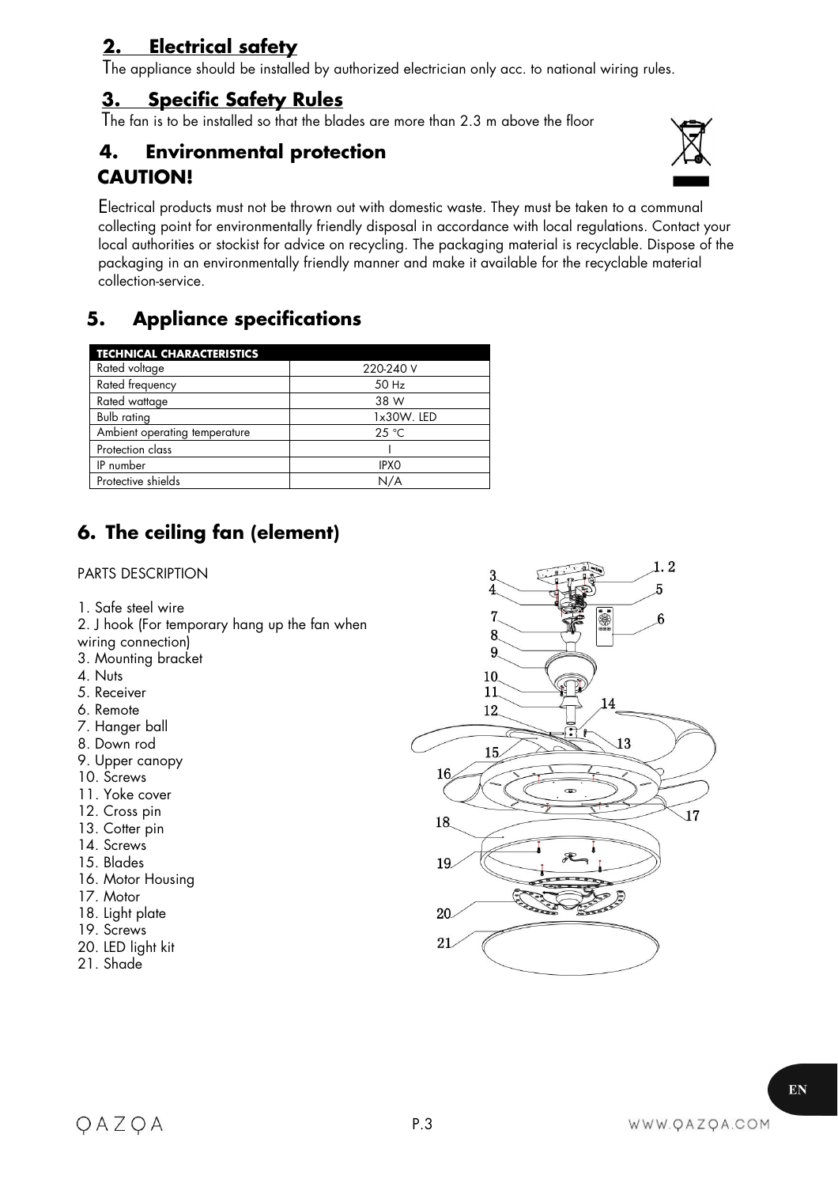## 2. Electrical safety

The appliance should be installed by authorized electrician only acc. to national wiring rules.

## 3. Specific Safety Rules

The fan is to be installed so that the blades are more than 2.3 m above the floor

## 4. Environmental protection

**CAUTION!**

Electrical products must not be thrown out with domestic waste. They must be taken to a communal collecting point for environmentally friendly disposal in accordance with local regulations. Contact your local authorities or stockist for advice on recycling. The packaging material is recyclable. Dispose of the packaging in an environmentally friendly manner and make it available for the recyclable material collection-service.

## 5. Appliance specifications

| TECHNICAL CHARACTERISTICS | |
|---|---|
| Rated voltage | 220-240 V |
| Rated frequency | 50 Hz |
| Rated wattage | 38 W |
| Bulb rating | 1x30W. LED |
| Ambient operating temperature | 25 °C |
| Protection class | I |
| IP number | IPX0 |
| Protective shields | N/A |

## 6. The ceiling fan (element)

PARTS DESCRIPTION

1. Safe steel wire
2. J hook (For temporary hang up the fan when wiring connection)
3. Mounting bracket
4. Nuts
5. Receiver
6. Remote
7. Hanger ball
8. Down rod
9. Upper canopy
10. Screws
11. Yoke cover
12. Cross pin
13. Cotter pin
14. Screws
15. Blades
16. Motor Housing
17. Motor
18. Light plate
19. Screws
20. LED light kit
21. Shade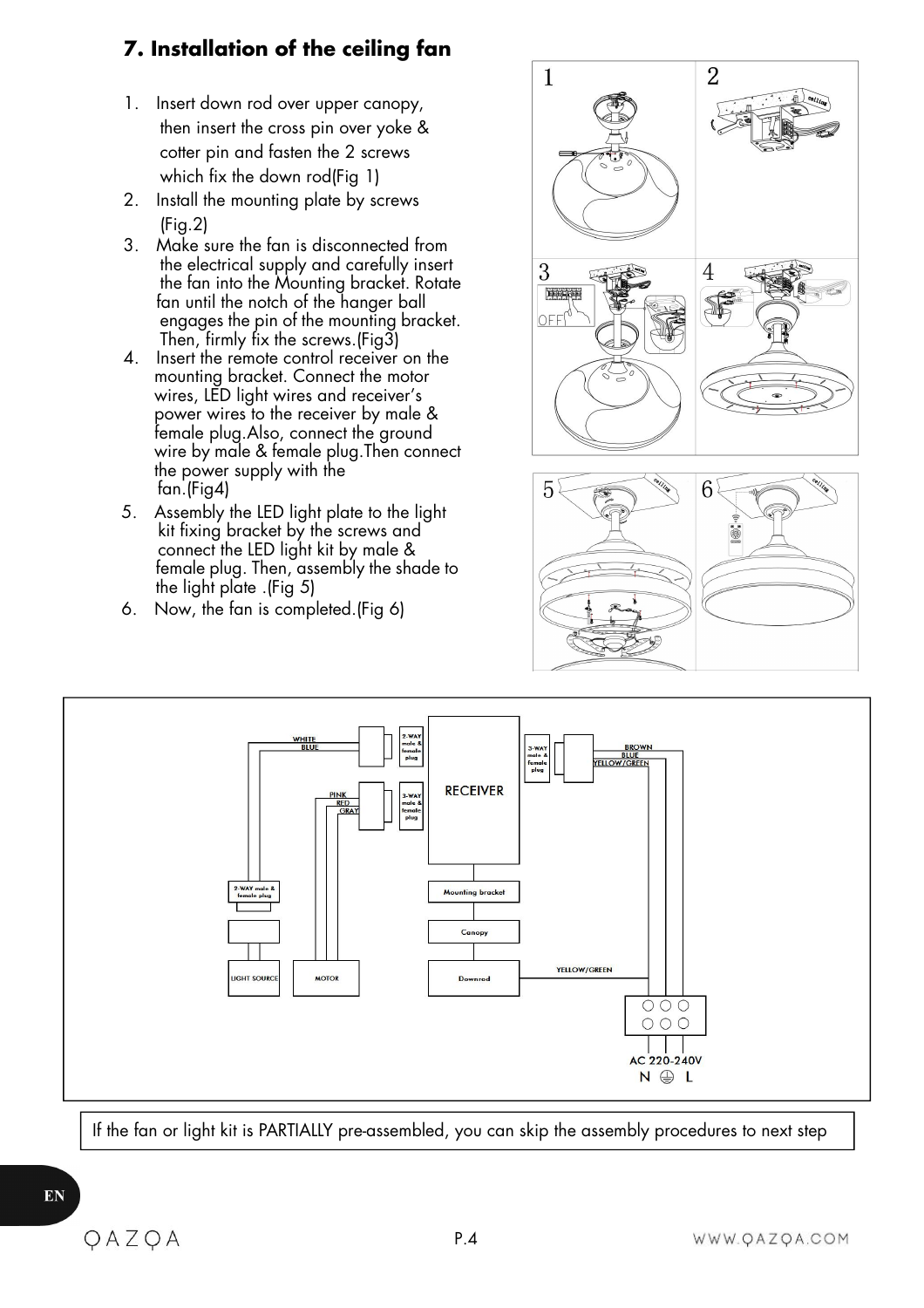## 7. Installation of the ceiling fan

1. Insert down rod over upper canopy, then insert the cross pin over yoke & cotter pin and fasten the 2 screws which fix the down rod(Fig 1)
2. Install the mounting plate by screws (Fig.2)
3. Make sure the fan is disconnected from the electrical supply and carefully insert the fan into the Mounting bracket. Rotate fan until the notch of the hanger ball engages the pin of the mounting bracket. Then, firmly fix the screws.(Fig3)
4. Insert the remote control receiver on the mounting bracket. Connect the motor wires, LED light wires and receiver's power wires to the receiver by male & female plug.Also, connect the ground wire by male & female plug.Then connect the power supply with the fan.(Fig4)
5. Assembly the LED light plate to the light kit fixing bracket by the screws and connect the LED light kit by male & female plug. Then, assembly the shade to the light plate .(Fig 5)
6. Now, the fan is completed.(Fig 6)

If the fan or light kit is PARTIALLY pre-assembled, you can skip the assembly procedures to next step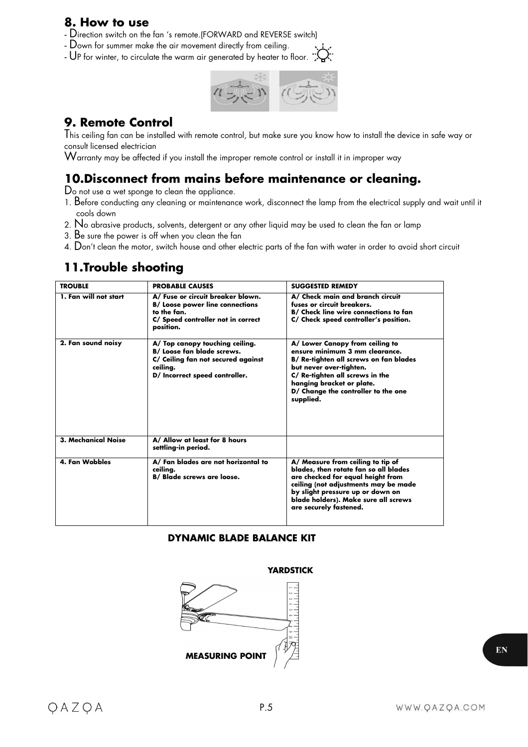## 8. How to use

- Direction switch on the fan 's remote.(FORWARD and REVERSE switch)
- Down for summer make the air movement directly from ceiling.
- UP for winter, to circulate the warm air generated by heater to floor.

## 9. Remote Control

This ceiling fan can be installed with remote control, but make sure you know how to install the device in safe way or consult licensed electrician

Warranty may be affected if you install the improper remote control or install it in improper way

## 10.Disconnect from mains before maintenance or cleaning.

Do not use a wet sponge to clean the appliance.

1. Before conducting any cleaning or maintenance work, disconnect the lamp from the electrical supply and wait until it cools down
2. No abrasive products, solvents, detergent or any other liquid may be used to clean the fan or lamp
3. Be sure the power is off when you clean the fan
4. Don't clean the motor, switch house and other electric parts of the fan with water in order to avoid short circuit

## 11.Trouble shooting

| TROUBLE | PROBABLE CAUSES | SUGGESTED REMEDY |
|---|---|---|
| **1. Fan will not start** | **A/ Fuse or circuit breaker blown. B/ Loose power line connections to the fan. C/ Speed controller not in correct position.** | **A/ Check main and branch circuit fuses or circuit breakers. B/ Check line wire connections to fan C/ Check speed controller's position.** |
| **2. Fan sound noisy** | **A/ Top canopy touching ceiling. B/ Loose fan blade screws. C/ Ceiling fan not secured against ceiling. D/ Incorrect speed controller.** | **A/ Lower Canopy from ceiling to ensure minimum 3 mm clearance. B/ Re-tighten all screws on fan blades but never over-tighten. C/ Re-tighten all screws in the hanging bracket or plate. D/ Change the controller to the one supplied.** |
| **3. Mechanical Noise** | **A/ Allow at least for 8 hours settling-in period.** | |
| **4. Fan Wobbles** | **A/ Fan blades are not horizontal to ceiling. B/ Blade screws are loose.** | **A/ Measure from ceiling to tip of blades, then rotate fan so all blades are checked for equal height from ceiling (not adjustments may be made by slight pressure up or down on blade holders). Make sure all screws are securely fastened.** |

**DYNAMIC BLADE BALANCE KIT**

**YARDSTICK**

**MEASURING POINT**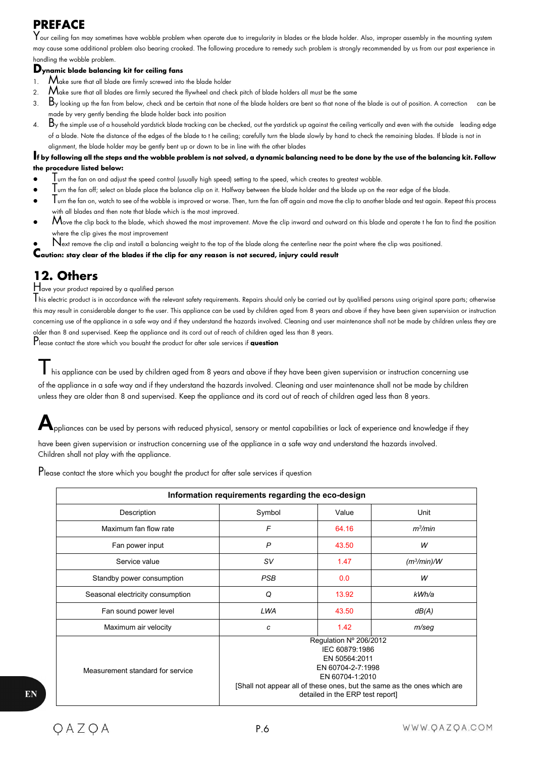# PREFACE

Your ceiling fan may sometimes have wobble problem when operate due to irregularity in blades or the blade holder. Also, improper assembly in the mounting system may cause some additional problem also bearing crooked. The following procedure to remedy such problem is strongly recommended by us from our past experience in handling the wobble problem.

**Dynamic blade balancing kit for ceiling fans**

1. Make sure that all blade are firmly screwed into the blade holder
2. Make sure that all blades are firmly secured the flywheel and check pitch of blade holders all must be the same
3. By looking up the fan from below, check and be certain that none of the blade holders are bent so that none of the blade is out of position. A correction can be made by very gently bending the blade holder back into position
4. By the simple use of a household yardstick blade tracking can be checked, out the yardstick up against the ceiling vertically and even with the outside leading edge of a blade. Note the distance of the edges of the blade to t he ceiling; carefully turn the blade slowly by hand to check the remaining blades. If blade is not in alignment, the blade holder may be gently bent up or down to be in line with the other blades

**If by following all the steps and the wobble problem is not solved, a dynamic balancing need to be done by the use of the balancing kit. Follow the procedure listed below:**

- Turn the fan on and adjust the speed control (usually high speed) setting to the speed, which creates to greatest wobble.
- Turn the fan off; select on blade place the balance clip on it. Halfway between the blade holder and the blade up on the rear edge of the blade.
- Turn the fan on, watch to see of the wobble is improved or worse. Then, turn the fan off again and move the clip to another blade and test again. Repeat this process with all blades and then note that blade which is the most improved.
- Move the clip back to the blade, which showed the most improvement. Move the clip inward and outward on this blade and operate t he fan to find the position where the clip gives the most improvement
- Next remove the clip and install a balancing weight to the top of the blade along the centerline near the point where the clip was positioned.

**Caution: stay clear of the blades if the clip for any reason is not secured, injury could result**

## 12. Others

Have your product repaired by a qualified person

This electric product is in accordance with the relevant safety requirements. Repairs should only be carried out by qualified persons using original spare parts; otherwise this may result in considerable danger to the user. This appliance can be used by children aged from 8 years and above if they have been given supervision or instruction concerning use of the appliance in a safe way and if they understand the hazards involved. Cleaning and user maintenance shall not be made by children unless they are older than 8 and supervised. Keep the appliance and its cord out of reach of children aged less than 8 years.

Please contact the store which you bought the product for after sale services if **question**

This appliance can be used by children aged from 8 years and above if they have been given supervision or instruction concerning use of the appliance in a safe way and if they understand the hazards involved. Cleaning and user maintenance shall not be made by children unless they are older than 8 and supervised. Keep the appliance and its cord out of reach of children aged less than 8 years.

Appliances can be used by persons with reduced physical, sensory or mental capabilities or lack of experience and knowledge if they have been given supervision or instruction concerning use of the appliance in a safe way and understand the hazards involved. Children shall not play with the appliance.

Please contact the store which you bought the product for after sale services if question

| Information requirements regarding the eco-design | | | |
|---|---|---|---|
| Description | Symbol | Value | Unit |
| Maximum fan flow rate | *F* | 64.16 | $m^3/min$ |
| Fan power input | *P* | 43.50 | *W* |
| Service value | *SV* | 1.47 | $(m^3/min)/W$ |
| Standby power consumption | *PSB* | 0.0 | *W* |
| Seasonal electricity consumption | *Q* | 13.92 | *kWh/a* |
| Fan sound power level | *LWA* | 43.50 | *dB(A)* |
| Maximum air velocity | *c* | 1.42 | *m/seg* |
| Measurement standard for service | Regulation Nº 206/2012<br>IEC 60879:1986<br>EN 50564:2011<br>EN 60704-2-7:1998<br>EN 60704-1:2010<br>[Shall not appear all of these ones, but the same as the ones which are detailed in the ERP test report] | | |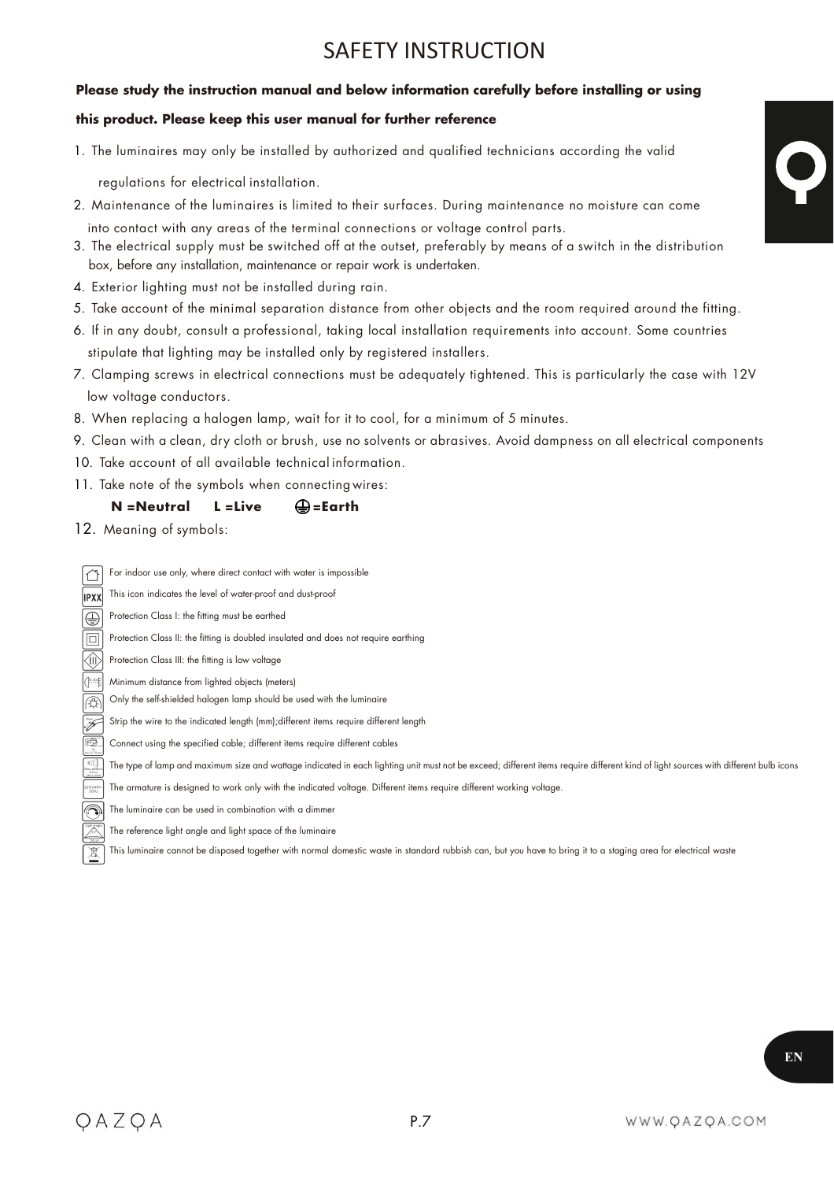# SAFETY INSTRUCTION

**Please study the instruction manual and below information carefully before installing or using this product. Please keep this user manual for further reference**

1. The luminaires may only be installed by authorized and qualified technicians according the valid regulations for electrical installation.
2. Maintenance of the luminaires is limited to their surfaces. During maintenance no moisture can come into contact with any areas of the terminal connections or voltage control parts.
3. The electrical supply must be switched off at the outset, preferably by means of a switch in the distribution box, before any installation, maintenance or repair work is undertaken.
4. Exterior lighting must not be installed during rain.
5. Take account of the minimal separation distance from other objects and the room required around the fitting.
6. If in any doubt, consult a professional, taking local installation requirements into account. Some countries stipulate that lighting may be installed only by registered installers.
7. Clamping screws in electrical connections must be adequately tightened. This is particularly the case with 12V low voltage conductors.
8. When replacing a halogen lamp, wait for it to cool, for a minimum of 5 minutes.
9. Clean with a clean, dry cloth or brush, use no solvents or abrasives. Avoid dampness on all electrical components
10. Take account of all available technical information.
11. Take note of the symbols when connecting wires:

    **N =Neutral  L =Live  ⏚=Earth**

12. Meaning of symbols:

- For indoor use only, where direct contact with water is impossible
- IPXX This icon indicates the level of water-proof and dust-proof
- Protection Class I: the fitting must be earthed
- Protection Class II: the fitting is doubled insulated and does not require earthing
- Protection Class III: the fitting is low voltage
- Minimum distance from lighted objects (meters)
- Only the self-shielded halogen lamp should be used with the luminaire
- Strip the wire to the indicated length (mm);different items require different length
- Connect using the specified cable; different items require different cables
- The type of lamp and maximum size and wattage indicated in each lighting unit must not be exceed; different items require different kind of light sources with different bulb icons
- The armature is designed to work only with the indicated voltage. Different items require different working voltage.
- The luminaire can be used in combination with a dimmer
- The reference light angle and light space of the luminaire
- This luminaire cannot be disposed together with normal domestic waste in standard rubbish can, but you have to bring it to a staging area for electrical waste